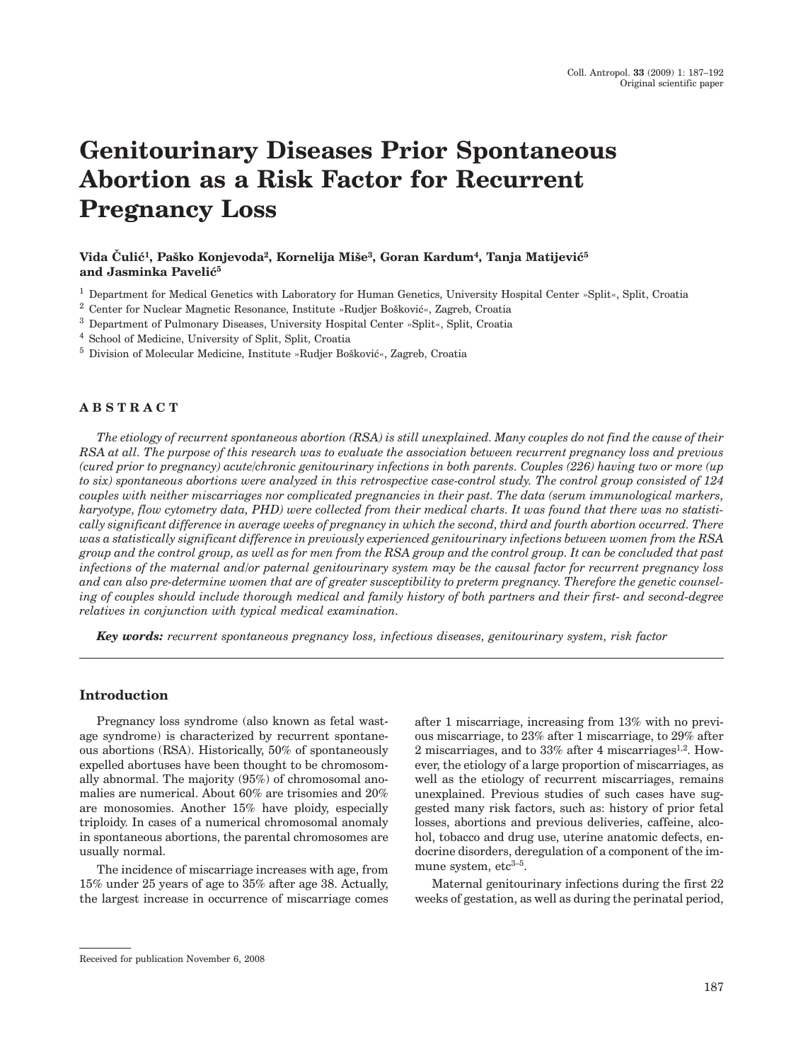# Genitourinary Diseases Prior Spontaneous Abortion as a Risk Factor for Recurrent Pregnancy Loss

**Vida Čulić[1], Paško Konjevoda[2], Kornelija Miše[3], Goran Kardum[4], Tanja Matijević[5] and Jasminka Pavelić[5]**

[1] Department for Medical Genetics with Laboratory for Human Genetics, University Hospital Center »Split«, Split, Croatia

[2] Center for Nuclear Magnetic Resonance, Institute »Rudjer Bošković«, Zagreb, Croatia

[3] Department of Pulmonary Diseases, University Hospital Center »Split«, Split, Croatia

[4] School of Medicine, University of Split, Split, Croatia

[5] Division of Molecular Medicine, Institute »Rudjer Bošković«, Zagreb, Croatia

## ABSTRACT

*The etiology of recurrent spontaneous abortion (RSA) is still unexplained. Many couples do not find the cause of their RSA at all. The purpose of this research was to evaluate the association between recurrent pregnancy loss and previous (cured prior to pregnancy) acute/chronic genitourinary infections in both parents. Couples (226) having two or more (up to six) spontaneous abortions were analyzed in this retrospective case-control study. The control group consisted of 124 couples with neither miscarriages nor complicated pregnancies in their past. The data (serum immunological markers, karyotype, flow cytometry data, PHD) were collected from their medical charts. It was found that there was no statistically significant difference in average weeks of pregnancy in which the second, third and fourth abortion occurred. There was a statistically significant difference in previously experienced genitourinary infections between women from the RSA group and the control group, as well as for men from the RSA group and the control group. It can be concluded that past infections of the maternal and/or paternal genitourinary system may be the causal factor for recurrent pregnancy loss and can also pre-determine women that are of greater susceptibility to preterm pregnancy. Therefore the genetic counseling of couples should include thorough medical and family history of both partners and their first- and second-degree relatives in conjunction with typical medical examination.*

***Key words:*** *recurrent spontaneous pregnancy loss, infectious diseases, genitourinary system, risk factor*

## Introduction

Pregnancy loss syndrome (also known as fetal wastage syndrome) is characterized by recurrent spontaneous abortions (RSA). Historically, 50% of spontaneously expelled abortuses have been thought to be chromosomally abnormal. The majority (95%) of chromosomal anomalies are numerical. About 60% are trisomies and 20% are monosomies. Another 15% have ploidy, especially triploidy. In cases of a numerical chromosomal anomaly in spontaneous abortions, the parental chromosomes are usually normal.

The incidence of miscarriage increases with age, from 15% under 25 years of age to 35% after age 38. Actually, the largest increase in occurrence of miscarriage comes after 1 miscarriage, increasing from 13% with no previous miscarriage, to 23% after 1 miscarriage, to 29% after 2 miscarriages, and to 33% after 4 miscarriages[1,2]. However, the etiology of a large proportion of miscarriages, as well as the etiology of recurrent miscarriages, remains unexplained. Previous studies of such cases have suggested many risk factors, such as: history of prior fetal losses, abortions and previous deliveries, caffeine, alcohol, tobacco and drug use, uterine anatomic defects, endocrine disorders, deregulation of a component of the immune system, etc[3–5].

Maternal genitourinary infections during the first 22 weeks of gestation, as well as during the perinatal period,

Received for publication November 6, 2008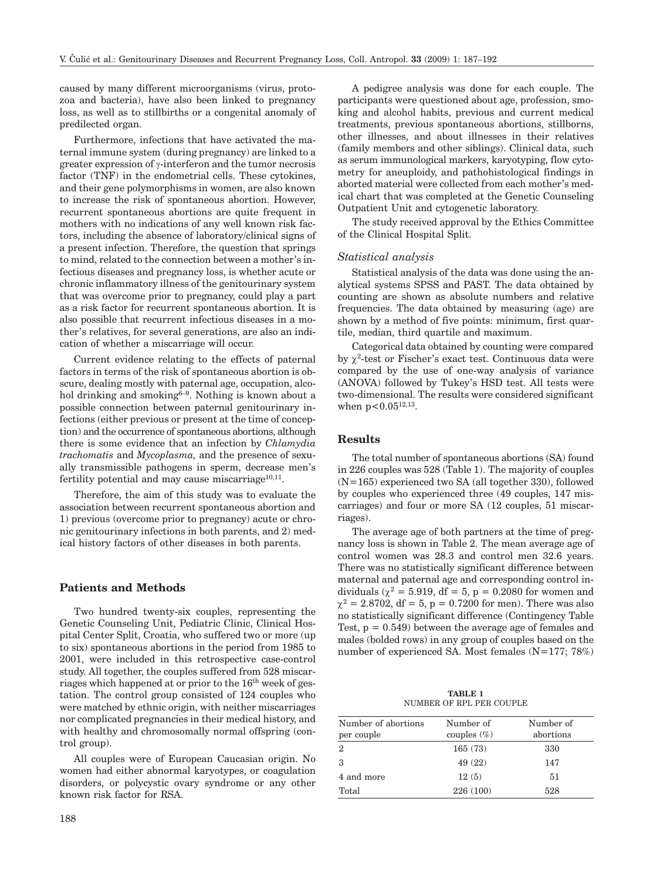caused by many different microorganisms (virus, protozoa and bacteria), have also been linked to pregnancy loss, as well as to stillbirths or a congenital anomaly of predilected organ.

Furthermore, infections that have activated the maternal immune system (during pregnancy) are linked to a greater expression of γ-interferon and the tumor necrosis factor (TNF) in the endometrial cells. These cytokines, and their gene polymorphisms in women, are also known to increase the risk of spontaneous abortion. However, recurrent spontaneous abortions are quite frequent in mothers with no indications of any well known risk factors, including the absence of laboratory/clinical signs of a present infection. Therefore, the question that springs to mind, related to the connection between a mother's infectious diseases and pregnancy loss, is whether acute or chronic inflammatory illness of the genitourinary system that was overcome prior to pregnancy, could play a part as a risk factor for recurrent spontaneous abortion. It is also possible that recurrent infectious diseases in a mother's relatives, for several generations, are also an indication of whether a miscarriage will occur.

Current evidence relating to the effects of paternal factors in terms of the risk of spontaneous abortion is obscure, dealing mostly with paternal age, occupation, alcohol drinking and smoking[6–9]. Nothing is known about a possible connection between paternal genitourinary infections (either previous or present at the time of conception) and the occurrence of spontaneous abortions, although there is some evidence that an infection by *Chlamydia trachomatis* and *Mycoplasma,* and the presence of sexually transmissible pathogens in sperm, decrease men's fertility potential and may cause miscarriage[10,11].

Therefore, the aim of this study was to evaluate the association between recurrent spontaneous abortion and 1) previous (overcome prior to pregnancy) acute or chronic genitourinary infections in both parents, and 2) medical history factors of other diseases in both parents.

## Patients and Methods

Two hundred twenty-six couples, representing the Genetic Counseling Unit, Pediatric Clinic, Clinical Hospital Center Split, Croatia, who suffered two or more (up to six) spontaneous abortions in the period from 1985 to 2001, were included in this retrospective case-control study. All together, the couples suffered from 528 miscarriages which happened at or prior to the 16[th] week of gestation. The control group consisted of 124 couples who were matched by ethnic origin, with neither miscarriages nor complicated pregnancies in their medical history, and with healthy and chromosomally normal offspring (control group).

All couples were of European Caucasian origin. No women had either abnormal karyotypes, or coagulation disorders, or polycystic ovary syndrome or any other known risk factor for RSA.

A pedigree analysis was done for each couple. The participants were questioned about age, profession, smoking and alcohol habits, previous and current medical treatments, previous spontaneous abortions, stillborns, other illnesses, and about illnesses in their relatives (family members and other siblings). Clinical data, such as serum immunological markers, karyotyping, flow cytometry for aneuploidy, and pathohistological findings in aborted material were collected from each mother's medical chart that was completed at the Genetic Counseling Outpatient Unit and cytogenetic laboratory.

The study received approval by the Ethics Committee of the Clinical Hospital Split.

### *Statistical analysis*

Statistical analysis of the data was done using the analytical systems SPSS and PAST. The data obtained by counting are shown as absolute numbers and relative frequencies. The data obtained by measuring (age) are shown by a method of five points: minimum, first quartile, median, third quartile and maximum.

Categorical data obtained by counting were compared by $\chi^2$-test or Fischer's exact test. Continuous data were compared by the use of one-way analysis of variance (ANOVA) followed by Tukey's HSD test. All tests were two-dimensional. The results were considered significant when $p<0.05$[12,13].

## Results

The total number of spontaneous abortions (SA) found in 226 couples was 528 (Table 1). The majority of couples (N=165) experienced two SA (all together 330), followed by couples who experienced three (49 couples, 147 miscarriages) and four or more SA (12 couples, 51 miscarriages).

The average age of both partners at the time of pregnancy loss is shown in Table 2. The mean average age of control women was 28.3 and control men 32.6 years. There was no statistically significant difference between maternal and paternal age and corresponding control individuals ($\chi^2$ = 5.919, df = 5, p = 0.2080 for women and $\chi^2$ = 2.8702, df = 5, p = 0.7200 for men). There was also no statistically significant difference (Contingency Table Test, p = 0.549) between the average age of females and males (bolded rows) in any group of couples based on the number of experienced SA. Most females (N=177; 78%)

**TABLE 1**
NUMBER OF RPL PER COUPLE

| Number of abortions per couple | Number of couples (%) | Number of abortions |
|---|---|---|
| 2 | 165 (73) | 330 |
| 3 | 49 (22) | 147 |
| 4 and more | 12 (5) | 51 |
| Total | 226 (100) | 528 |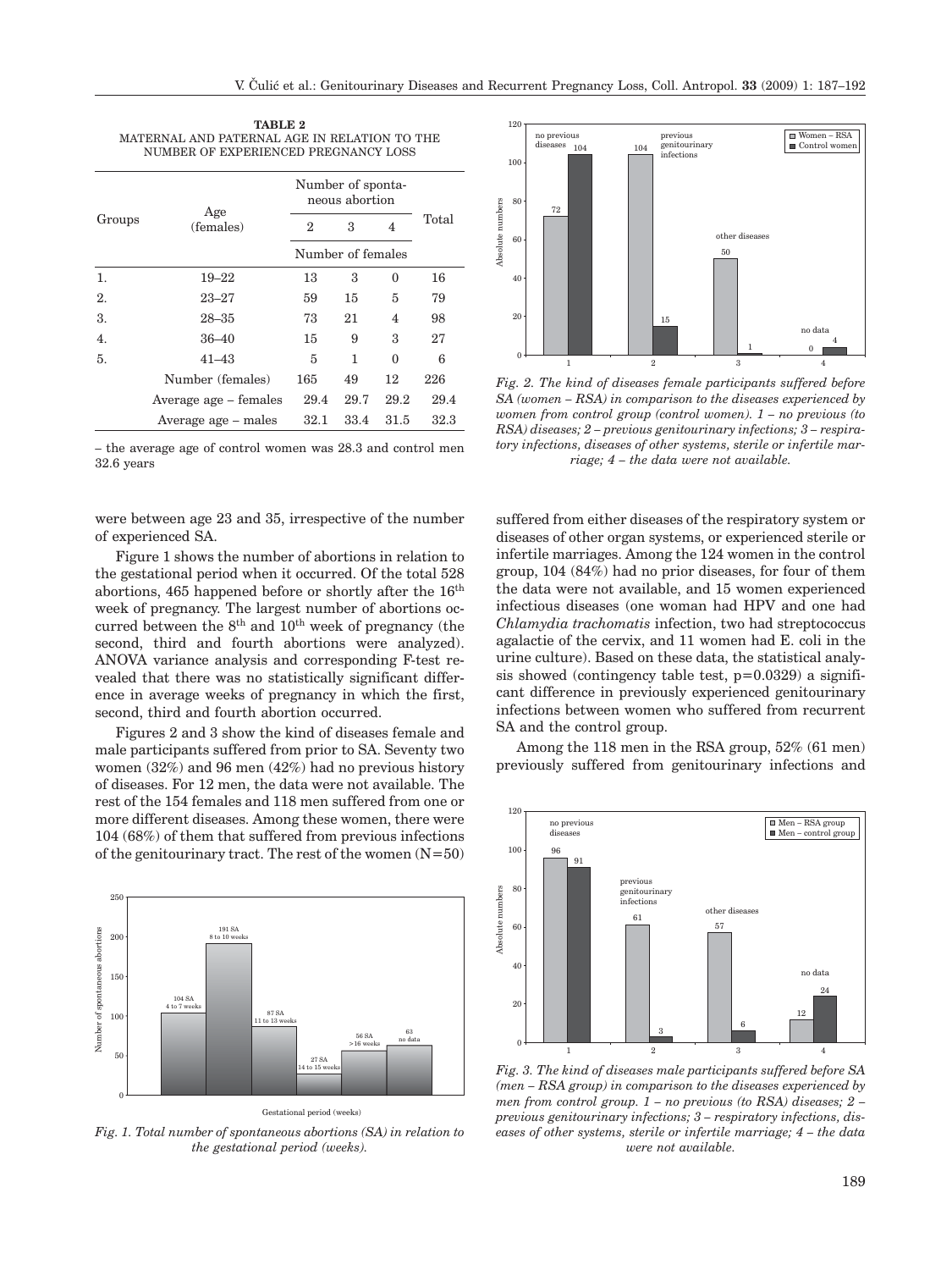**TABLE 2**
MATERNAL AND PATERNAL AGE IN RELATION TO THE NUMBER OF EXPERIENCED PREGNANCY LOSS

| Groups | Age (females) | Number of spontaneous abortion | | | Total |
|---|---|---|---|---|---|
| | | 2 | 3 | 4 | |
| | | Number of females | | | |
| 1. | 19–22 | 13 | 3 | 0 | 16 |
| 2. | 23–27 | 59 | 15 | 5 | 79 |
| 3. | 28–35 | 73 | 21 | 4 | 98 |
| 4. | 36–40 | 15 | 9 | 3 | 27 |
| 5. | 41–43 | 5 | 1 | 0 | 6 |
| | Number (females) | 165 | 49 | 12 | 226 |
| | Average age – females | 29.4 | 29.7 | 29.2 | 29.4 |
| | Average age – males | 32.1 | 33.4 | 31.5 | 32.3 |

– the average age of control women was 28.3 and control men 32.6 years

were between age 23 and 35, irrespective of the number of experienced SA.

Figure 1 shows the number of abortions in relation to the gestational period when it occurred. Of the total 528 abortions, 465 happened before or shortly after the 16th week of pregnancy. The largest number of abortions occurred between the 8th and 10th week of pregnancy (the second, third and fourth abortions were analyzed). ANOVA variance analysis and corresponding F-test revealed that there was no statistically significant difference in average weeks of pregnancy in which the first, second, third and fourth abortion occurred.

Figures 2 and 3 show the kind of diseases female and male participants suffered from prior to SA. Seventy two women (32%) and 96 men (42%) had no previous history of diseases. For 12 men, the data were not available. The rest of the 154 females and 118 men suffered from one or more different diseases. Among these women, there were 104 (68%) of them that suffered from previous infections of the genitourinary tract. The rest of the women (N=50)

*Fig. 1. Total number of spontaneous abortions (SA) in relation to the gestational period (weeks).*

*Fig. 2. The kind of diseases female participants suffered before SA (women – RSA) in comparison to the diseases experienced by women from control group (control women). 1 – no previous (to RSA) diseases; 2 – previous genitourinary infections; 3 – respiratory infections, diseases of other systems, sterile or infertile marriage; 4 – the data were not available.*

suffered from either diseases of the respiratory system or diseases of other organ systems, or experienced sterile or infertile marriages. Among the 124 women in the control group, 104 (84%) had no prior diseases, for four of them the data were not available, and 15 women experienced infectious diseases (one woman had HPV and one had *Chlamydia trachomatis* infection, two had streptococcus agalactie of the cervix, and 11 women had E. coli in the urine culture). Based on these data, the statistical analysis showed (contingency table test, $p=0.0329$) a significant difference in previously experienced genitourinary infections between women who suffered from recurrent SA and the control group.

Among the 118 men in the RSA group, 52% (61 men) previously suffered from genitourinary infections and

*Fig. 3. The kind of diseases male participants suffered before SA (men – RSA group) in comparison to the diseases experienced by men from control group. 1 – no previous (to RSA) diseases; 2 – previous genitourinary infections; 3 – respiratory infections, diseases of other systems, sterile or infertile marriage; 4 – the data were not available.*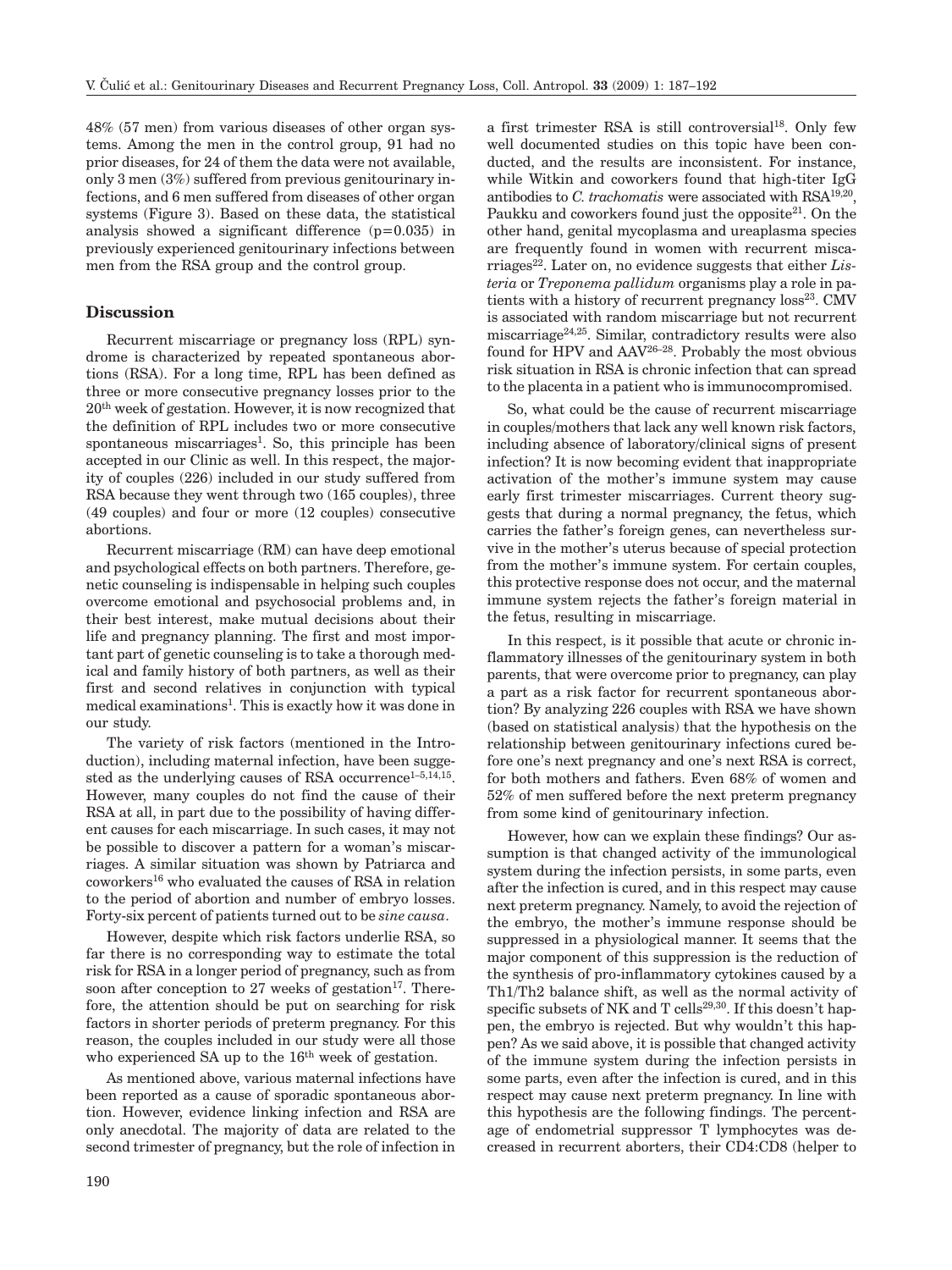48% (57 men) from various diseases of other organ systems. Among the men in the control group, 91 had no prior diseases, for 24 of them the data were not available, only 3 men (3%) suffered from previous genitourinary infections, and 6 men suffered from diseases of other organ systems (Figure 3). Based on these data, the statistical analysis showed a significant difference ($p=0.035$) in previously experienced genitourinary infections between men from the RSA group and the control group.

## Discussion

Recurrent miscarriage or pregnancy loss (RPL) syndrome is characterized by repeated spontaneous abortions (RSA). For a long time, RPL has been defined as three or more consecutive pregnancy losses prior to the 20[th] week of gestation. However, it is now recognized that the definition of RPL includes two or more consecutive spontaneous miscarriages[1]. So, this principle has been accepted in our Clinic as well. In this respect, the majority of couples (226) included in our study suffered from RSA because they went through two (165 couples), three (49 couples) and four or more (12 couples) consecutive abortions.

Recurrent miscarriage (RM) can have deep emotional and psychological effects on both partners. Therefore, genetic counseling is indispensable in helping such couples overcome emotional and psychosocial problems and, in their best interest, make mutual decisions about their life and pregnancy planning. The first and most important part of genetic counseling is to take a thorough medical and family history of both partners, as well as their first and second relatives in conjunction with typical medical examinations[1]. This is exactly how it was done in our study.

The variety of risk factors (mentioned in the Introduction), including maternal infection, have been suggested as the underlying causes of RSA occurrence[1–5,14,15]. However, many couples do not find the cause of their RSA at all, in part due to the possibility of having different causes for each miscarriage. In such cases, it may not be possible to discover a pattern for a woman's miscarriages. A similar situation was shown by Patriarca and coworkers[16] who evaluated the causes of RSA in relation to the period of abortion and number of embryo losses. Forty-six percent of patients turned out to be *sine causa*.

However, despite which risk factors underlie RSA, so far there is no corresponding way to estimate the total risk for RSA in a longer period of pregnancy, such as from soon after conception to 27 weeks of gestation[17]. Therefore, the attention should be put on searching for risk factors in shorter periods of preterm pregnancy. For this reason, the couples included in our study were all those who experienced SA up to the 16[th] week of gestation.

As mentioned above, various maternal infections have been reported as a cause of sporadic spontaneous abortion. However, evidence linking infection and RSA are only anecdotal. The majority of data are related to the second trimester of pregnancy, but the role of infection in a first trimester RSA is still controversial[18]. Only few well documented studies on this topic have been conducted, and the results are inconsistent. For instance, while Witkin and coworkers found that high-titer IgG antibodies to *C. trachomatis* were associated with RSA[19,20], Paukku and coworkers found just the opposite[21]. On the other hand, genital mycoplasma and ureaplasma species are frequently found in women with recurrent miscarriages[22]. Later on, no evidence suggests that either *Listeria* or *Treponema pallidum* organisms play a role in patients with a history of recurrent pregnancy loss[23]. CMV is associated with random miscarriage but not recurrent miscarriage[24,25]. Similar, contradictory results were also found for HPV and AAV[26–28]. Probably the most obvious risk situation in RSA is chronic infection that can spread to the placenta in a patient who is immunocompromised.

So, what could be the cause of recurrent miscarriage in couples/mothers that lack any well known risk factors, including absence of laboratory/clinical signs of present infection? It is now becoming evident that inappropriate activation of the mother's immune system may cause early first trimester miscarriages. Current theory suggests that during a normal pregnancy, the fetus, which carries the father's foreign genes, can nevertheless survive in the mother's uterus because of special protection from the mother's immune system. For certain couples, this protective response does not occur, and the maternal immune system rejects the father's foreign material in the fetus, resulting in miscarriage.

In this respect, is it possible that acute or chronic inflammatory illnesses of the genitourinary system in both parents, that were overcome prior to pregnancy, can play a part as a risk factor for recurrent spontaneous abortion? By analyzing 226 couples with RSA we have shown (based on statistical analysis) that the hypothesis on the relationship between genitourinary infections cured before one's next pregnancy and one's next RSA is correct, for both mothers and fathers. Even 68% of women and 52% of men suffered before the next preterm pregnancy from some kind of genitourinary infection.

However, how can we explain these findings? Our assumption is that changed activity of the immunological system during the infection persists, in some parts, even after the infection is cured, and in this respect may cause next preterm pregnancy. Namely, to avoid the rejection of the embryo, the mother's immune response should be suppressed in a physiological manner. It seems that the major component of this suppression is the reduction of the synthesis of pro-inflammatory cytokines caused by a Th1/Th2 balance shift, as well as the normal activity of specific subsets of NK and T cells[29,30]. If this doesn't happen, the embryo is rejected. But why wouldn't this happen? As we said above, it is possible that changed activity of the immune system during the infection persists in some parts, even after the infection is cured, and in this respect may cause next preterm pregnancy. In line with this hypothesis are the following findings. The percentage of endometrial suppressor T lymphocytes was decreased in recurrent aborters, their CD4:CD8 (helper to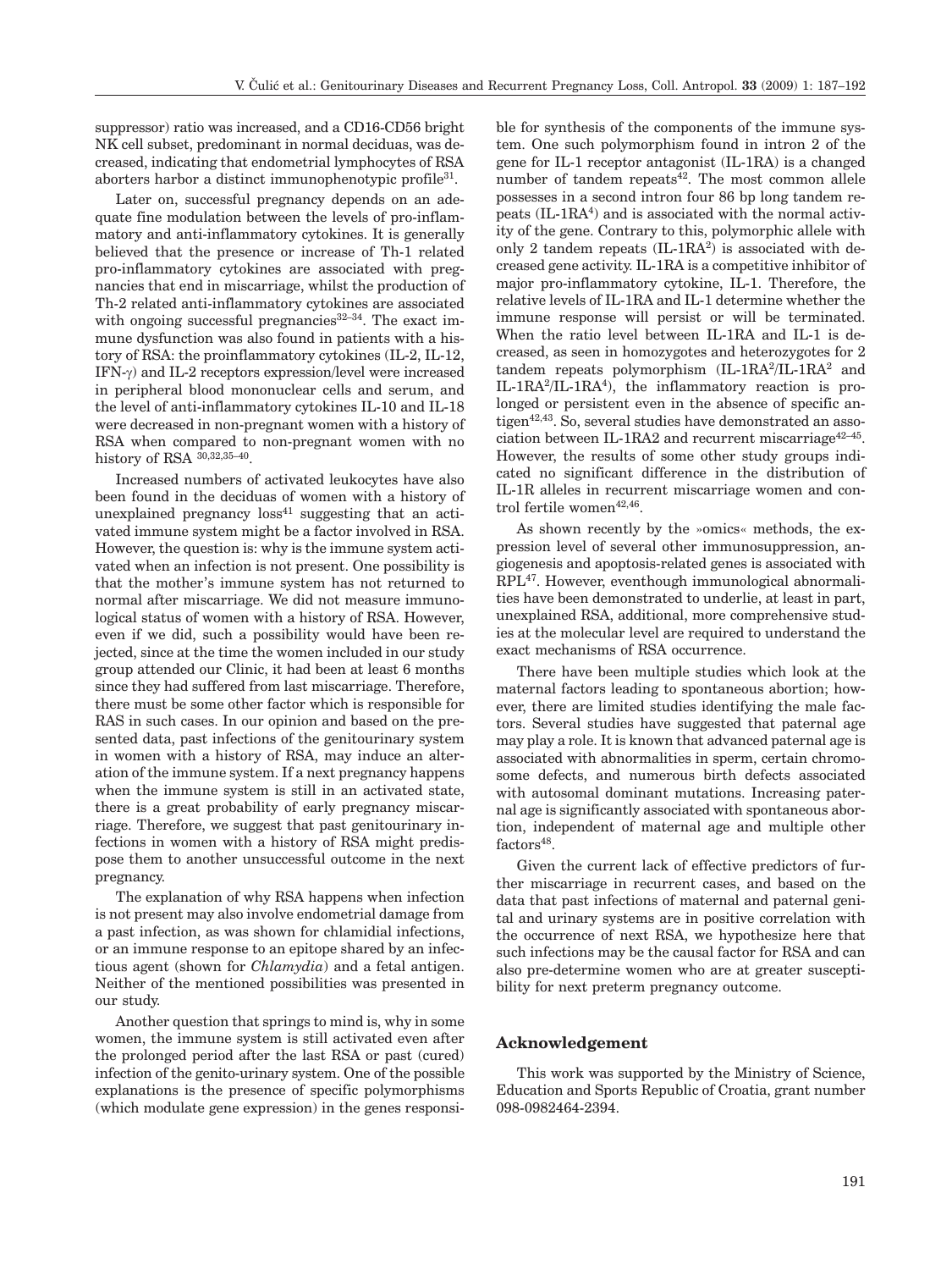suppressor) ratio was increased, and a CD16-CD56 bright NK cell subset, predominant in normal deciduas, was decreased, indicating that endometrial lymphocytes of RSA aborters harbor a distinct immunophenotypic profile[31].

Later on, successful pregnancy depends on an adequate fine modulation between the levels of pro-inflammatory and anti-inflammatory cytokines. It is generally believed that the presence or increase of Th-1 related pro-inflammatory cytokines are associated with pregnancies that end in miscarriage, whilst the production of Th-2 related anti-inflammatory cytokines are associated with ongoing successful pregnancies[32–34]. The exact immune dysfunction was also found in patients with a history of RSA: the proinflammatory cytokines (IL-2, IL-12, IFN-$\gamma$) and IL-2 receptors expression/level were increased in peripheral blood mononuclear cells and serum, and the level of anti-inflammatory cytokines IL-10 and IL-18 were decreased in non-pregnant women with a history of RSA when compared to non-pregnant women with no history of RSA [30,32,35–40].

Increased numbers of activated leukocytes have also been found in the deciduas of women with a history of unexplained pregnancy loss[41] suggesting that an activated immune system might be a factor involved in RSA. However, the question is: why is the immune system activated when an infection is not present. One possibility is that the mother's immune system has not returned to normal after miscarriage. We did not measure immunological status of women with a history of RSA. However, even if we did, such a possibility would have been rejected, since at the time the women included in our study group attended our Clinic, it had been at least 6 months since they had suffered from last miscarriage. Therefore, there must be some other factor which is responsible for RAS in such cases. In our opinion and based on the presented data, past infections of the genitourinary system in women with a history of RSA, may induce an alteration of the immune system. If a next pregnancy happens when the immune system is still in an activated state, there is a great probability of early pregnancy miscarriage. Therefore, we suggest that past genitourinary infections in women with a history of RSA might predispose them to another unsuccessful outcome in the next pregnancy.

The explanation of why RSA happens when infection is not present may also involve endometrial damage from a past infection, as was shown for chlamidial infections, or an immune response to an epitope shared by an infectious agent (shown for *Chlamydia*) and a fetal antigen. Neither of the mentioned possibilities was presented in our study.

Another question that springs to mind is, why in some women, the immune system is still activated even after the prolonged period after the last RSA or past (cured) infection of the genito-urinary system. One of the possible explanations is the presence of specific polymorphisms (which modulate gene expression) in the genes responsible for synthesis of the components of the immune system. One such polymorphism found in intron 2 of the gene for IL-1 receptor antagonist (IL-1RA) is a changed number of tandem repeats[42]. The most common allele possesses in a second intron four 86 bp long tandem repeats (IL-1RA$^4$) and is associated with the normal activity of the gene. Contrary to this, polymorphic allele with only 2 tandem repeats (IL-1RA$^2$) is associated with decreased gene activity. IL-1RA is a competitive inhibitor of major pro-inflammatory cytokine, IL-1. Therefore, the relative levels of IL-1RA and IL-1 determine whether the immune response will persist or will be terminated. When the ratio level between IL-1RA and IL-1 is decreased, as seen in homozygotes and heterozygotes for 2 tandem repeats polymorphism (IL-1RA$^2$/IL-1RA$^2$ and IL-1RA$^2$/IL-1RA$^4$), the inflammatory reaction is prolonged or persistent even in the absence of specific antigen[42,43]. So, several studies have demonstrated an association between IL-1RA2 and recurrent miscarriage[42–45]. However, the results of some other study groups indicated no significant difference in the distribution of IL-1R alleles in recurrent miscarriage women and control fertile women[42,46].

As shown recently by the »omics« methods, the expression level of several other immunosuppression, angiogenesis and apoptosis-related genes is associated with RPL[47]. However, eventhough immunological abnormalities have been demonstrated to underlie, at least in part, unexplained RSA, additional, more comprehensive studies at the molecular level are required to understand the exact mechanisms of RSA occurrence.

There have been multiple studies which look at the maternal factors leading to spontaneous abortion; however, there are limited studies identifying the male factors. Several studies have suggested that paternal age may play a role. It is known that advanced paternal age is associated with abnormalities in sperm, certain chromosome defects, and numerous birth defects associated with autosomal dominant mutations. Increasing paternal age is significantly associated with spontaneous abortion, independent of maternal age and multiple other factors[48].

Given the current lack of effective predictors of further miscarriage in recurrent cases, and based on the data that past infections of maternal and paternal genital and urinary systems are in positive correlation with the occurrence of next RSA, we hypothesize here that such infections may be the causal factor for RSA and can also pre-determine women who are at greater susceptibility for next preterm pregnancy outcome.

## Acknowledgement

This work was supported by the Ministry of Science, Education and Sports Republic of Croatia, grant number 098-0982464-2394.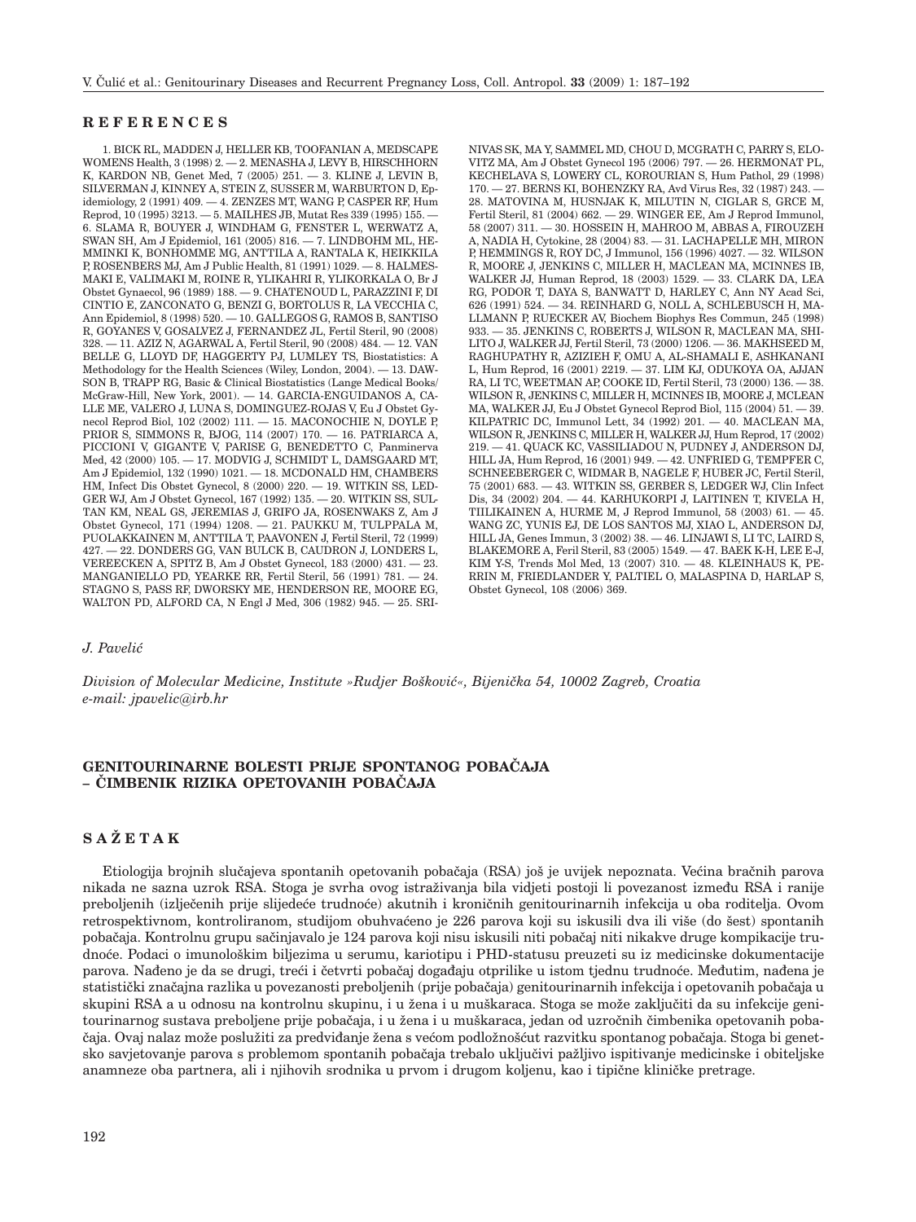## REFERENCES

1. BICK RL, MADDEN J, HELLER KB, TOOFANIAN A, MEDSCAPE WOMENS Health, 3 (1998) 2. — 2. MENASHA J, LEVY B, HIRSCHHORN K, KARDON NB, Genet Med, 7 (2005) 251. — 3. KLINE J, LEVIN B, SILVERMAN J, KINNEY A, STEIN Z, SUSSER M, WARBURTON D, Epidemiology, 2 (1991) 409. — 4. ZENZES MT, WANG P, CASPER RF, Hum Reprod, 10 (1995) 3213. — 5. MAILHES JB, Mutat Res 339 (1995) 155. — 6. SLAMA R, BOUYER J, WINDHAM G, FENSTER L, WERWATZ A, SWAN SH, Am J Epidemiol, 161 (2005) 816. — 7. LINDBOHM ML, HEMMINKI K, BONHOMME MG, ANTTILA A, RANTALA K, HEIKKILA P, ROSENBERS MJ, Am J Public Health, 81 (1991) 1029. — 8. HALMESMAKI E, VALIMAKI M, ROINE R, YLIKAHRI R, YLIKORKALA O, Br J Obstet Gynaecol, 96 (1989) 188. — 9. CHATENOUD L, PARAZZINI F, DI CINTIO E, ZANCONATO G, BENZI G, BORTOLUS R, LA VECCHIA C, Ann Epidemiol, 8 (1998) 520. — 10. GALLEGOS G, RAMOS B, SANTISO R, GOYANES V, GOSALVEZ J, FERNANDEZ JL, Fertil Steril, 90 (2008) 328. — 11. AZIZ N, AGARWAL A, Fertil Steril, 90 (2008) 484. — 12. VAN BELLE G, LLOYD DF, HAGGERTY PJ, LUMLEY TS, Biostatistics: A Methodology for the Health Sciences (Wiley, London, 2004). — 13. DAWSON B, TRAPP RG, Basic & Clinical Biostatistics (Lange Medical Books/McGraw-Hill, New York, 2001). — 14. GARCIA-ENGUIDANOS A, CALLE ME, VALERO J, LUNA S, DOMINGUEZ-ROJAS V, Eu J Obstet Gynecol Reprod Biol, 102 (2002) 111. — 15. MACONOCHIE N, DOYLE P, PRIOR S, SIMMONS R, BJOG, 114 (2007) 170. — 16. PATRIARCA A, PICCIONI V, GIGANTE V, PARISE G, BENEDETTO C, Panminerva Med, 42 (2000) 105. — 17. MODVIG J, SCHMIDT L, DAMSGAARD MT, Am J Epidemiol, 132 (1990) 1021. — 18. MCDONALD HM, CHAMBERS HM, Infect Dis Obstet Gynecol, 8 (2000) 220. — 19. WITKIN SS, LEDGER WJ, Am J Obstet Gynecol, 167 (1992) 135. — 20. WITKIN SS, SULTAN KM, NEAL GS, JEREMIAS J, GRIFO JA, ROSENWAKS Z, Am J Obstet Gynecol, 171 (1994) 1208. — 21. PAUKKU M, TULPPALA M, PUOLAKKAINEN M, ANTTILA T, PAAVONEN J, Fertil Steril, 72 (1999) 427. — 22. DONDERS GG, VAN BULCK B, CAUDRON J, LONDERS L, VEREECKEN A, SPITZ B, Am J Obstet Gynecol, 183 (2000) 431. — 23. MANGANIELLO PD, YEARKE RR, Fertil Steril, 56 (1991) 781. — 24. STAGNO S, PASS RF, DWORSKY ME, HENDERSON RE, MOORE EG, WALTON PD, ALFORD CA, N Engl J Med, 306 (1982) 945. — 25. SRINIVAS SK, MA Y, SAMMEL MD, CHOU D, MCGRATH C, PARRY S, ELOVITZ MA, Am J Obstet Gynecol 195 (2006) 797. — 26. HERMONAT PL, KECHELAVA S, LOWERY CL, KOROURIAN S, Hum Pathol, 29 (1998) 170. — 27. BERNS KI, BOHENZKY RA, Avd Virus Res, 32 (1987) 243. — 28. MATOVINA M, HUSNJAK K, MILUTIN N, CIGLAR S, GRCE M, Fertil Steril, 81 (2004) 662. — 29. WINGER EE, Am J Reprod Immunol, 58 (2007) 311. — 30. HOSSEIN H, MAHROO M, ABBAS A, FIROUZEH A, NADIA H, Cytokine, 28 (2004) 83. — 31. LACHAPELLE MH, MIRON P, HEMMINGS R, ROY DC, J Immunol, 156 (1996) 4027. — 32. WILSON R, MOORE J, JENKINS C, MILLER H, MACLEAN MA, MCINNES IB, WALKER JJ, Human Reprod, 18 (2003) 1529. — 33. CLARK DA, LEA RG, PODOR T, DAYA S, BANWATT D, HARLEY C, Ann NY Acad Sci, 626 (1991) 524. — 34. REINHARD G, NOLL A, SCHLEBUSCH H, MALLMANN P, RUECKER AV, Biochem Biophys Res Commun, 245 (1998) 933. — 35. JENKINS C, ROBERTS J, WILSON R, MACLEAN MA, SHILITO J, WALKER JJ, Fertil Steril, 73 (2000) 1206. — 36. MAKHSEED M, RAGHUPATHY R, AZIZIEH F, OMU A, AL-SHAMALI E, ASHKANANI L, Hum Reprod, 16 (2001) 2219. — 37. LIM KJ, ODUKOYA OA, AJJAN RA, LI TC, WEETMAN AP, COOKE ID, Fertil Steril, 73 (2000) 136. — 38. WILSON R, JENKINS C, MILLER H, MCINNES IB, MOORE J, MCLEAN MA, WALKER JJ, Eu J Obstet Gynecol Reprod Biol, 115 (2004) 51. — 39. KILPATRIC DC, Immunol Lett, 34 (1992) 201. — 40. MACLEAN MA, WILSON R, JENKINS C, MILLER H, WALKER JJ, Hum Reprod, 17 (2002) 219. — 41. QUACK KC, VASSILIADOU N, PUDNEY J, ANDERSON DJ, HILL JA, Hum Reprod, 16 (2001) 949. — 42. UNFRIED G, TEMPFER C, SCHNEEBERGER C, WIDMAR B, NAGELE F, HUBER JC, Fertil Steril, 75 (2001) 683. — 43. WITKIN SS, GERBER S, LEDGER WJ, Clin Infect Dis, 34 (2002) 204. — 44. KARHUKORPI J, LAITINEN T, KIVELA H, TIILIKAINEN A, HURME M, J Reprod Immunol, 58 (2003) 61. — 45. WANG ZC, YUNIS EJ, DE LOS SANTOS MJ, XIAO L, ANDERSON DJ, HILL JA, Genes Immun, 3 (2002) 38. — 46. LINJAWI S, LI TC, LAIRD S, BLAKEMORE A, Feril Steril, 83 (2005) 1549. — 47. BAEK K-H, LEE E-J, KIM Y-S, Trends Mol Med, 13 (2007) 310. — 48. KLEINHAUS K, PERRIN M, FRIEDLANDER Y, PALTIEL O, MALASPINA D, HARLAP S, Obstet Gynecol, 108 (2006) 369.

*J. Pavelić*

*Division of Molecular Medicine, Institute »Rudjer Bošković«, Bijenička 54, 10002 Zagreb, Croatia*
*e-mail: jpavelic@irb.hr*

## GENITOURINARNE BOLESTI PRIJE SPONTANOG POBAČAJA – ČIMBENIK RIZIKA OPETOVANIH POBAČAJA

## SAŽETAK

Etiologija brojnih slučajeva spontanih opetovanih pobačaja (RSA) još je uvijek nepoznata. Većina bračnih parova nikada ne sazna uzrok RSA. Stoga je svrha ovog istraživanja bila vidjeti postoji li povezanost između RSA i ranije preboljenih (izliječenih prije slijedeće trudnoće) akutnih i kroničnih genitourinarnih infekcija u oba roditelja. Ovom retrospektivnom, kontroliranom, studijom obuhvaćeno je 226 parova koji su iskusili dva ili više (do šest) spontanih pobačaja. Kontrolnu grupu sačinjavalo je 124 parova koji nisu iskusili niti pobačaj niti nikakve druge kompikacije trudnoće. Podaci o imunološkim biljezima u serumu, kariotipu i PHD-statusu preuzeti su iz medicinske dokumentacije parova. Nađeno je da se drugi, treći i četvrti pobačaj događaju otprilike u istom tjednu trudnoće. Međutim, nađena je statistički značajna razlika u povezanosti preboljenih (prije pobačaja) genitourinarnih infekcija i opetovanih pobačaja u skupini RSA a u odnosu na kontrolnu skupinu, i u žena i u muškaraca. Stoga se može zaključiti da su infekcije genitourinarnog sustava preboljene prije pobačaja, i u žena i u muškaraca, jedan od uzročnih čimbenika opetovanih pobačaja. Ovaj nalaz može poslužiti za predviđanje žena s većom podložnošćut razvitku spontanog pobačaja. Stoga bi genetsko savjetovanje parova s problemom spontanih pobačaja trebalo uključivi pažljivo ispitivanje medicinske i obiteljske anamneze oba partnera, ali i njihovih srodnika u prvom i drugom koljenu, kao i tipične kliničke pretrage.